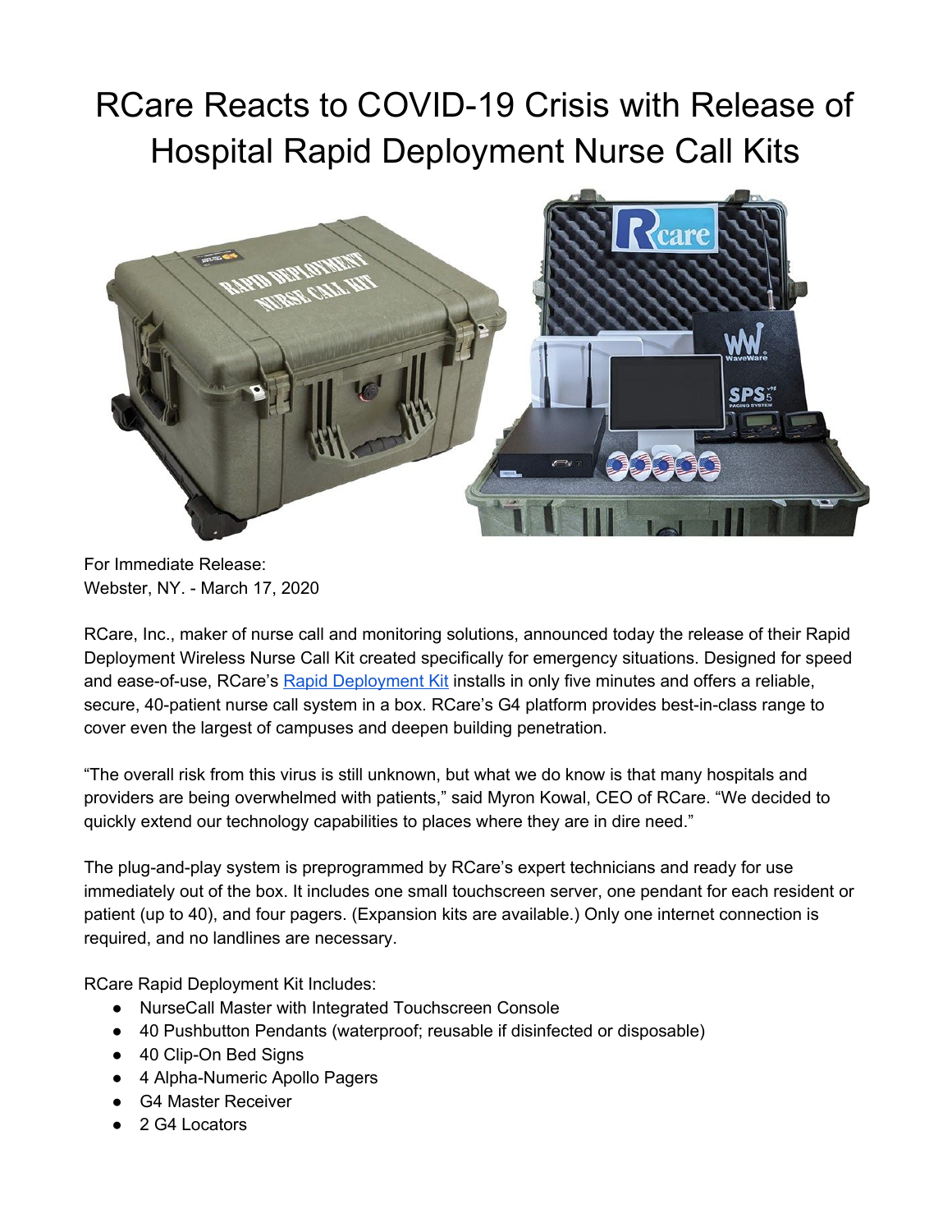# RCare Reacts to COVID-19 Crisis with Release of Hospital Rapid Deployment Nurse Call Kits

For Immediate Release:
Webster, NY. - March 17, 2020

RCare, Inc., maker of nurse call and monitoring solutions, announced today the release of their Rapid Deployment Wireless Nurse Call Kit created specifically for emergency situations. Designed for speed and ease-of-use, RCare's Rapid Deployment Kit installs in only five minutes and offers a reliable, secure, 40-patient nurse call system in a box. RCare's G4 platform provides best-in-class range to cover even the largest of campuses and deepen building penetration.

"The overall risk from this virus is still unknown, but what we do know is that many hospitals and providers are being overwhelmed with patients," said Myron Kowal, CEO of RCare. "We decided to quickly extend our technology capabilities to places where they are in dire need."

The plug-and-play system is preprogrammed by RCare's expert technicians and ready for use immediately out of the box. It includes one small touchscreen server, one pendant for each resident or patient (up to 40), and four pagers. (Expansion kits are available.) Only one internet connection is required, and no landlines are necessary.

RCare Rapid Deployment Kit Includes:

- NurseCall Master with Integrated Touchscreen Console
- 40 Pushbutton Pendants (waterproof; reusable if disinfected or disposable)
- 40 Clip-On Bed Signs
- 4 Alpha-Numeric Apollo Pagers
- G4 Master Receiver
- 2 G4 Locators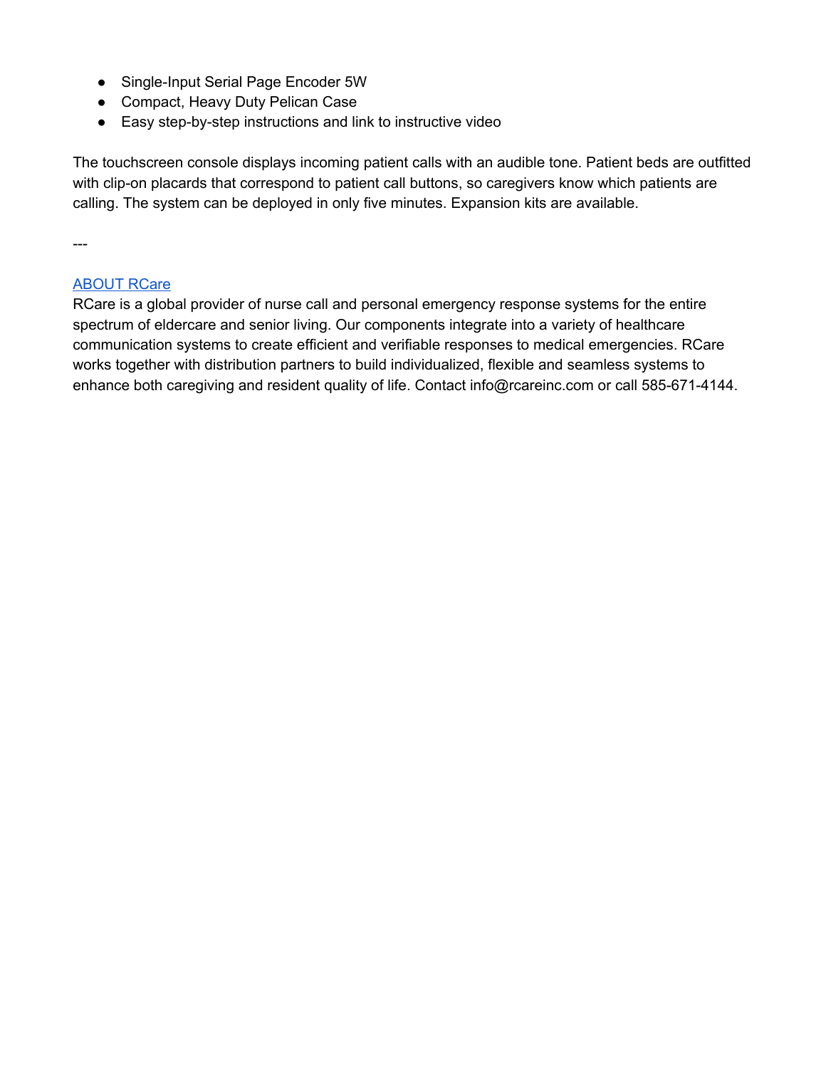- Single-Input Serial Page Encoder 5W
- Compact, Heavy Duty Pelican Case
- Easy step-by-step instructions and link to instructive video

The touchscreen console displays incoming patient calls with an audible tone. Patient beds are outfitted with clip-on placards that correspond to patient call buttons, so caregivers know which patients are calling. The system can be deployed in only five minutes. Expansion kits are available.

---

ABOUT RCare

RCare is a global provider of nurse call and personal emergency response systems for the entire spectrum of eldercare and senior living. Our components integrate into a variety of healthcare communication systems to create efficient and verifiable responses to medical emergencies. RCare works together with distribution partners to build individualized, flexible and seamless systems to enhance both caregiving and resident quality of life. Contact info@rcareinc.com or call 585-671-4144.